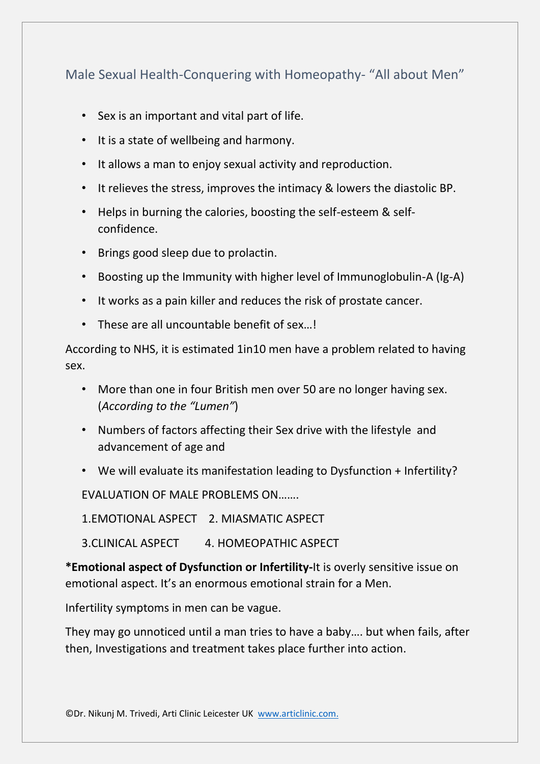# Male Sexual Health-Conquering with Homeopathy- "All about Men"

- Sex is an important and vital part of life.
- It is a state of wellbeing and harmony.
- It allows a man to enjoy sexual activity and reproduction.
- It relieves the stress, improves the intimacy & lowers the diastolic BP.
- Helps in burning the calories, boosting the self-esteem & self-confidence.
- Brings good sleep due to prolactin.
- Boosting up the Immunity with higher level of Immunoglobulin-A (Ig-A)
- It works as a pain killer and reduces the risk of prostate cancer.
- These are all uncountable benefit of sex…!

According to NHS, it is estimated 1in10 men have a problem related to having sex.

- More than one in four British men over 50 are no longer having sex. (*According to the "Lumen"*)
- Numbers of factors affecting their Sex drive with the lifestyle and advancement of age and
- We will evaluate its manifestation leading to Dysfunction + Infertility?

EVALUATION OF MALE PROBLEMS ON…….

1.EMOTIONAL ASPECT 2. MIASMATIC ASPECT

3.CLINICAL ASPECT 4. HOMEOPATHIC ASPECT

***Emotional aspect of Dysfunction or Infertility-**It is overly sensitive issue on emotional aspect. It's an enormous emotional strain for a Men.

Infertility symptoms in men can be vague.

They may go unnoticed until a man tries to have a baby…. but when fails, after then, Investigations and treatment takes place further into action.

©Dr. Nikunj M. Trivedi, Arti Clinic Leicester UK www.articlinic.com.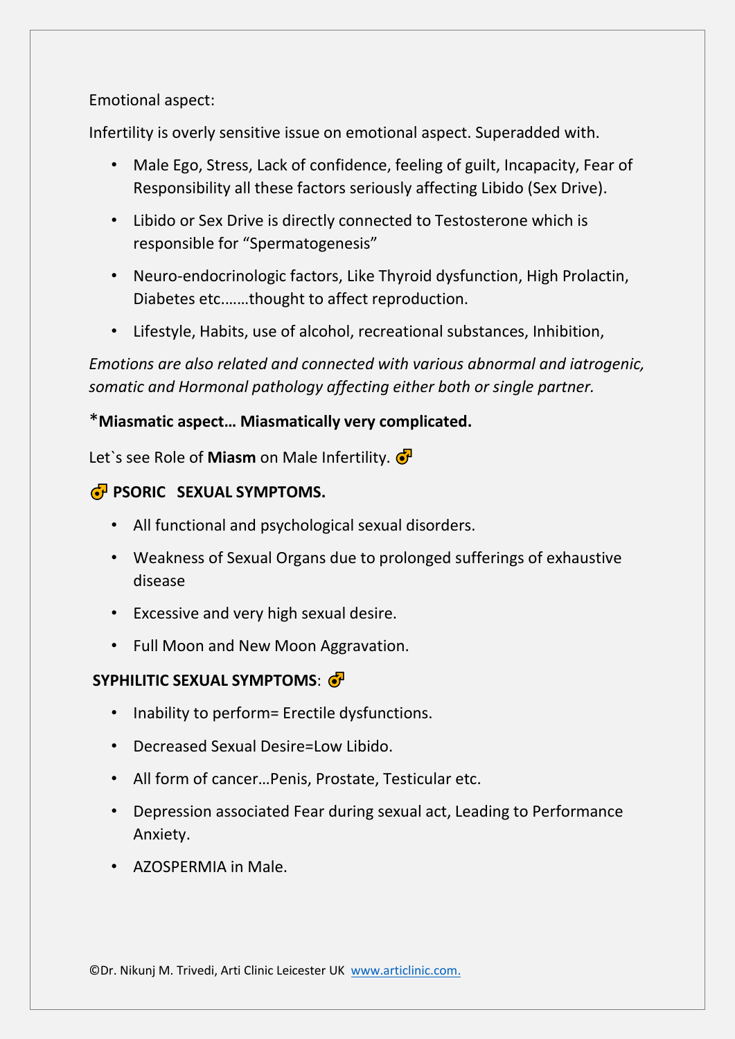Emotional aspect:

Infertility is overly sensitive issue on emotional aspect. Superadded with.

- Male Ego, Stress, Lack of confidence, feeling of guilt, Incapacity, Fear of Responsibility all these factors seriously affecting Libido (Sex Drive).
- Libido or Sex Drive is directly connected to Testosterone which is responsible for "Spermatogenesis"
- Neuro-endocrinologic factors, Like Thyroid dysfunction, High Prolactin, Diabetes etc.......thought to affect reproduction.
- Lifestyle, Habits, use of alcohol, recreational substances, Inhibition,

*Emotions are also related and connected with various abnormal and iatrogenic, somatic and Hormonal pathology affecting either both or single partner.*

*__Miasmatic aspect… Miasmatically very complicated.__

Let`s see Role of **Miasm** on Male Infertility. ♂

**♂ PSORIC SEXUAL SYMPTOMS.**

- All functional and psychological sexual disorders.
- Weakness of Sexual Organs due to prolonged sufferings of exhaustive disease
- Excessive and very high sexual desire.
- Full Moon and New Moon Aggravation.

**SYPHILITIC SEXUAL SYMPTOMS**: ♂

- Inability to perform= Erectile dysfunctions.
- Decreased Sexual Desire=Low Libido.
- All form of cancer…Penis, Prostate, Testicular etc.
- Depression associated Fear during sexual act, Leading to Performance Anxiety.
- AZOSPERMIA in Male.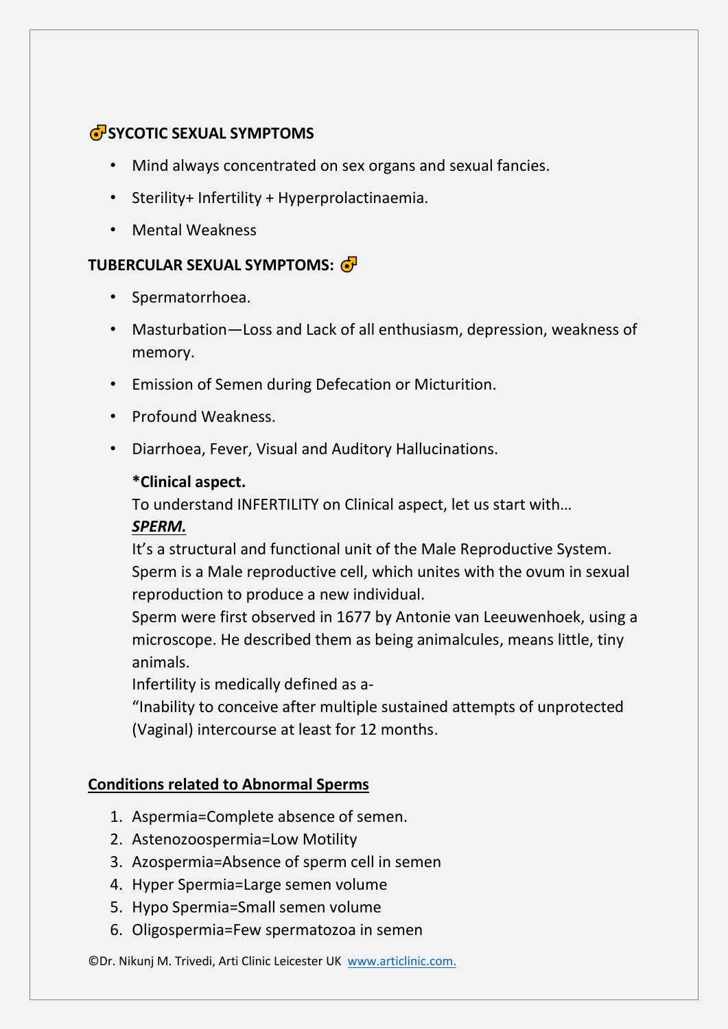### ♂SYCOTIC SEXUAL SYMPTOMS

- Mind always concentrated on sex organs and sexual fancies.
- Sterility+ Infertility + Hyperprolactinaemia.
- Mental Weakness

### TUBERCULAR SEXUAL SYMPTOMS: ♂

- Spermatorrhoea.
- Masturbation—Loss and Lack of all enthusiasm, depression, weakness of memory.
- Emission of Semen during Defecation or Micturition.
- Profound Weakness.
- Diarrhoea, Fever, Visual and Auditory Hallucinations.

  **\*Clinical aspect.**
  To understand INFERTILITY on Clinical aspect, let us start with…
  ***<u>SPERM.</u>***
  It's a structural and functional unit of the Male Reproductive System.
  Sperm is a Male reproductive cell, which unites with the ovum in sexual reproduction to produce a new individual.
  Sperm were first observed in 1677 by Antonie van Leeuwenhoek, using a microscope. He described them as being animalcules, means little, tiny animals.
  Infertility is medically defined as a-
  "Inability to conceive after multiple sustained attempts of unprotected (Vaginal) intercourse at least for 12 months.

**<u>Conditions related to Abnormal Sperms</u>**

1. Aspermia=Complete absence of semen.
2. Astenozoospermia=Low Motility
3. Azospermia=Absence of sperm cell in semen
4. Hyper Spermia=Large semen volume
5. Hypo Spermia=Small semen volume
6. Oligospermia=Few spermatozoa in semen

©Dr. Nikunj M. Trivedi, Arti Clinic Leicester UK www.articlinic.com.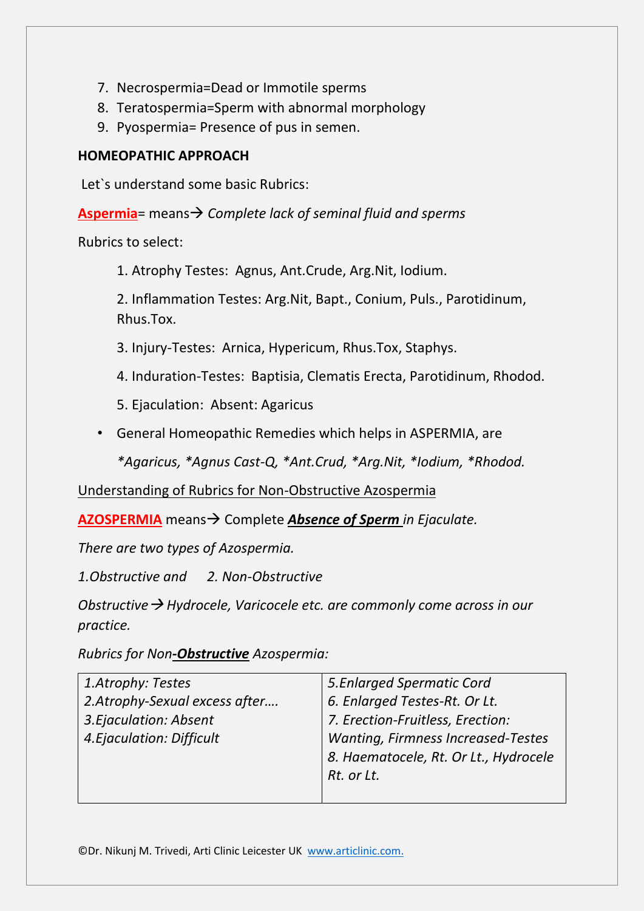7. Necrospermia=Dead or Immotile sperms
8. Teratospermia=Sperm with abnormal morphology
9. Pyospermia= Presence of pus in semen.

**HOMEOPATHIC APPROACH**

Let`s understand some basic Rubrics:

**Aspermia**= means→ *Complete lack of seminal fluid and sperms*

Rubrics to select:

1. Atrophy Testes: Agnus, Ant.Crude, Arg.Nit, Iodium.

2. Inflammation Testes: Arg.Nit, Bapt., Conium, Puls., Parotidinum, Rhus.Tox.

3. Injury-Testes: Arnica, Hypericum, Rhus.Tox, Staphys.

4. Induration-Testes: Baptisia, Clematis Erecta, Parotidinum, Rhodod.

5. Ejaculation: Absent: Agaricus

- General Homeopathic Remedies which helps in ASPERMIA, are

  **Agaricus, *Agnus Cast-Q, *Ant.Crud, *Arg.Nit, *Iodium, *Rhodod.*

Understanding of Rubrics for Non-Obstructive Azospermia

**AZOSPERMIA** means→ Complete ***Absence of Sperm*** *in Ejaculate.*

*There are two types of Azospermia.*

*1.Obstructive and 2. Non-Obstructive*

*Obstructive→Hydrocele, Varicocele etc. are commonly come across in our practice.*

*Rubrics for Non-**Obstructive** Azospermia:*

| | |
|---|---|
| *1.Atrophy: Testes*<br>*2.Atrophy-Sexual excess after….*<br>*3.Ejaculation: Absent*<br>*4.Ejaculation: Difficult* | *5.Enlarged Spermatic Cord*<br>*6. Enlarged Testes-Rt. Or Lt.*<br>*7. Erection-Fruitless, Erection: Wanting, Firmness Increased-Testes*<br>*8. Haematocele, Rt. Or Lt., Hydrocele Rt. or Lt.* |

©Dr. Nikunj M. Trivedi, Arti Clinic Leicester UK www.articlinic.com.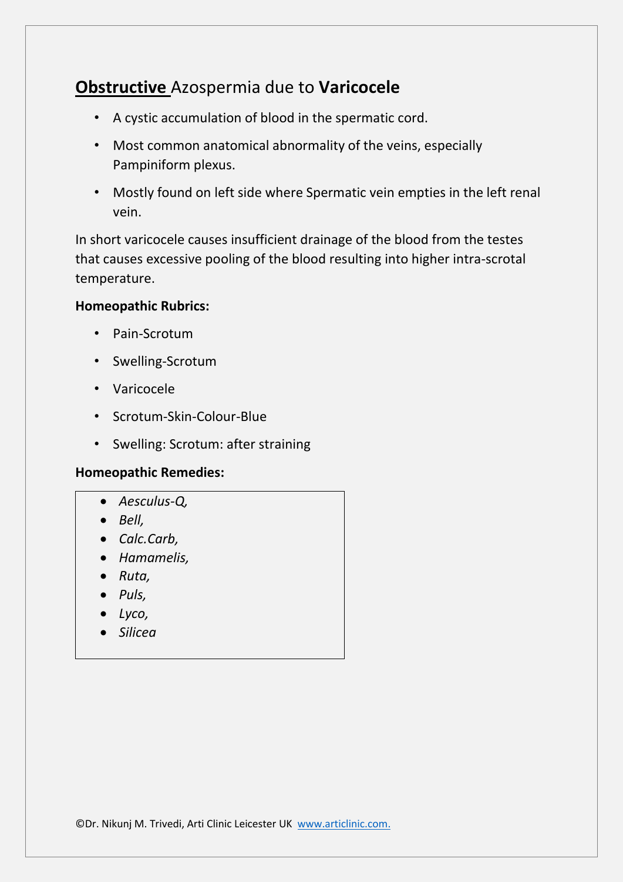## **Obstructive** Azospermia due to **Varicocele**

- A cystic accumulation of blood in the spermatic cord.
- Most common anatomical abnormality of the veins, especially Pampiniform plexus.
- Mostly found on left side where Spermatic vein empties in the left renal vein.

In short varicocele causes insufficient drainage of the blood from the testes that causes excessive pooling of the blood resulting into higher intra-scrotal temperature.

**Homeopathic Rubrics:**

- Pain-Scrotum
- Swelling-Scrotum
- Varicocele
- Scrotum-Skin-Colour-Blue
- Swelling: Scrotum: after straining

**Homeopathic Remedies:**

- *Aesculus-Q,*
- *Bell,*
- *Calc.Carb,*
- *Hamamelis,*
- *Ruta,*
- *Puls,*
- *Lyco,*
- *Silicea*

©Dr. Nikunj M. Trivedi, Arti Clinic Leicester UK [www.articlinic.com.](http://www.articlinic.com)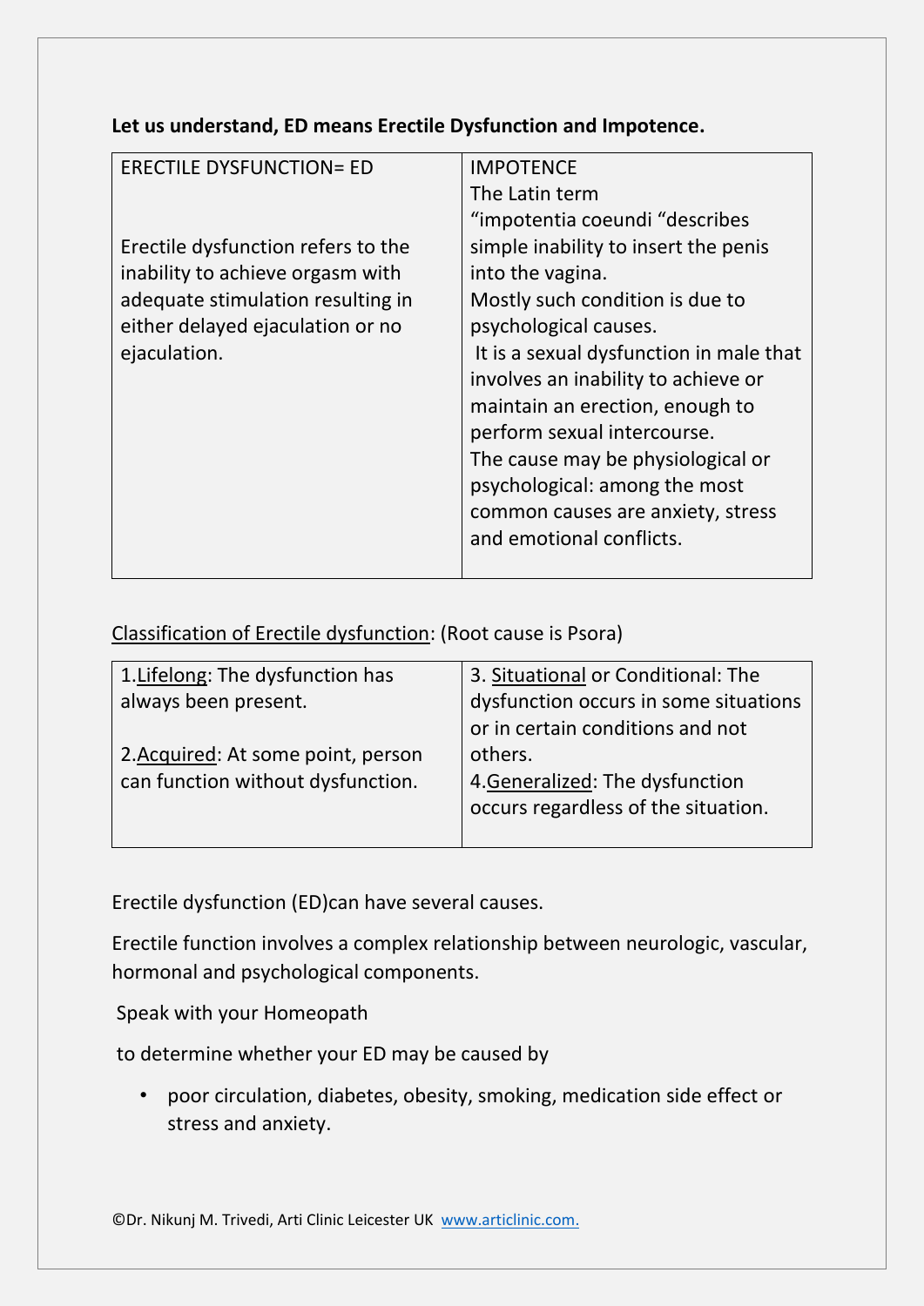**Let us understand, ED means Erectile Dysfunction and Impotence.**

| ERECTILE DYSFUNCTION= ED<br><br>Erectile dysfunction refers to the inability to achieve orgasm with adequate stimulation resulting in either delayed ejaculation or no ejaculation. | IMPOTENCE<br>The Latin term "impotentia coeundi "describes simple inability to insert the penis into the vagina.<br>Mostly such condition is due to psychological causes.<br>It is a sexual dysfunction in male that involves an inability to achieve or maintain an erection, enough to perform sexual intercourse.<br>The cause may be physiological or psychological: among the most common causes are anxiety, stress and emotional conflicts. |
|---|---|

Classification of Erectile dysfunction: (Root cause is Psora)

| 1.Lifelong: The dysfunction has always been present.<br><br>2.Acquired: At some point, person can function without dysfunction. | 3. Situational or Conditional: The dysfunction occurs in some situations or in certain conditions and not others.<br>4.Generalized: The dysfunction occurs regardless of the situation. |
|---|---|

Erectile dysfunction (ED)can have several causes.

Erectile function involves a complex relationship between neurologic, vascular, hormonal and psychological components.

Speak with your Homeopath

to determine whether your ED may be caused by

- poor circulation, diabetes, obesity, smoking, medication side effect or stress and anxiety.

©Dr. Nikunj M. Trivedi, Arti Clinic Leicester UK www.articlinic.com.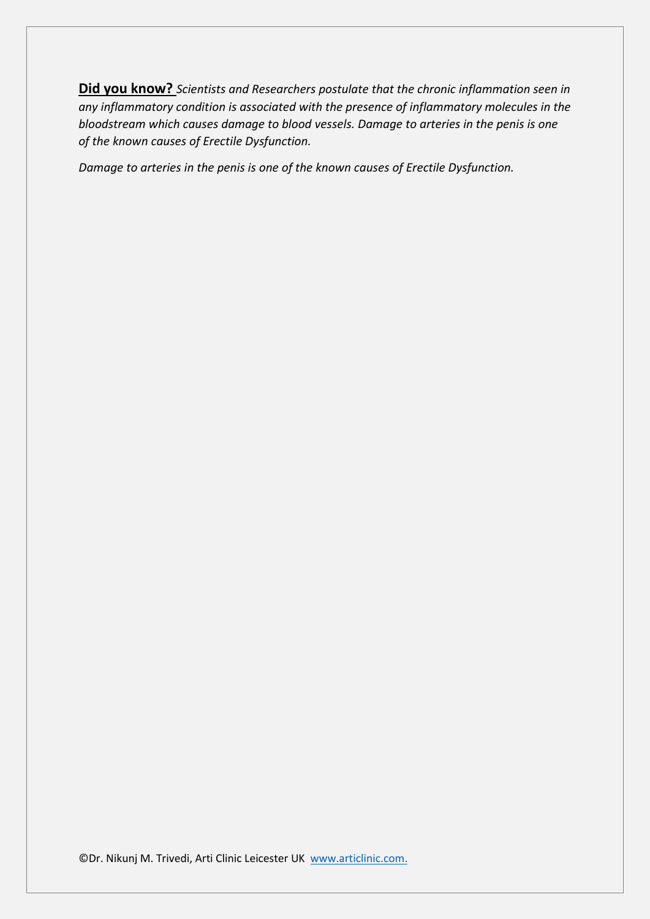**<u>Did you know?</u>** *Scientists and Researchers postulate that the chronic inflammation seen in any inflammatory condition is associated with the presence of inflammatory molecules in the bloodstream which causes damage to blood vessels. Damage to arteries in the penis is one of the known causes of Erectile Dysfunction.*

*Damage to arteries in the penis is one of the known causes of Erectile Dysfunction.*

©Dr. Nikunj M. Trivedi, Arti Clinic Leicester UK [www.articlinic.com.](http://www.articlinic.com)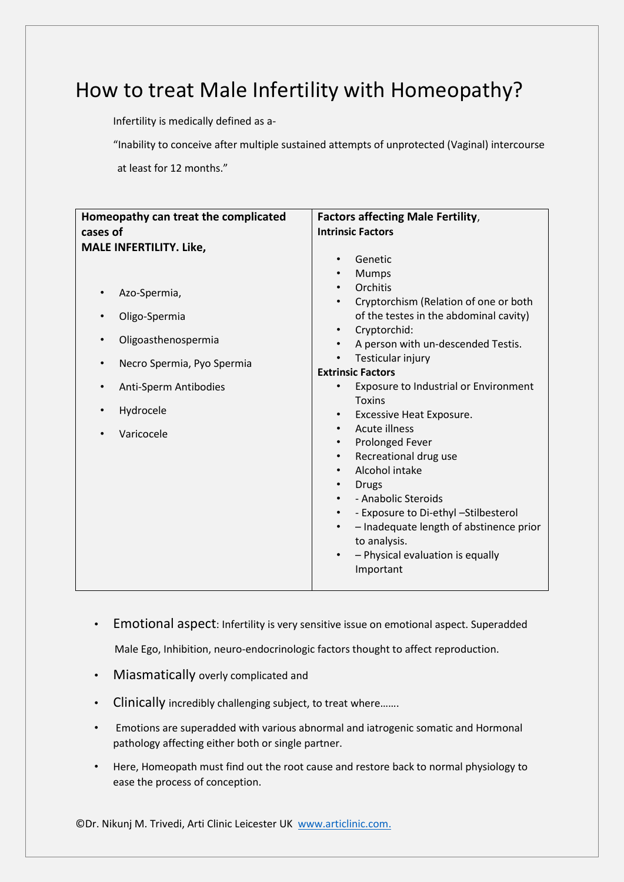# How to treat Male Infertility with Homeopathy?

Infertility is medically defined as a-

"Inability to conceive after multiple sustained attempts of unprotected (Vaginal) intercourse at least for 12 months."

| Homeopathy can treat the complicated cases of MALE INFERTILITY. Like, | Factors affecting Male Fertility, |
|---|---|
| • Azo-Spermia,<br>• Oligo-Spermia<br>• Oligoasthenospermia<br>• Necro Spermia, Pyo Spermia<br>• Anti-Sperm Antibodies<br>• Hydrocele<br>• Varicocele | **Intrinsic Factors**<br>• Genetic<br>• Mumps<br>• Orchitis<br>• Cryptorchism (Relation of one or both of the testes in the abdominal cavity)<br>• Cryptorchid:<br>• A person with un-descended Testis.<br>• Testicular injury<br>**Extrinsic Factors**<br>• Exposure to Industrial or Environment Toxins<br>• Excessive Heat Exposure.<br>• Acute illness<br>• Prolonged Fever<br>• Recreational drug use<br>• Alcohol intake<br>• Drugs<br>• - Anabolic Steroids<br>• - Exposure to Di-ethyl –Stilbesterol<br>• – Inadequate length of abstinence prior to analysis.<br>• – Physical evaluation is equally Important |

- Emotional aspect: Infertility is very sensitive issue on emotional aspect. Superadded Male Ego, Inhibition, neuro-endocrinologic factors thought to affect reproduction.
- Miasmatically overly complicated and
- Clinically incredibly challenging subject, to treat where…….
- Emotions are superadded with various abnormal and iatrogenic somatic and Hormonal pathology affecting either both or single partner.
- Here, Homeopath must find out the root cause and restore back to normal physiology to ease the process of conception.

©Dr. Nikunj M. Trivedi, Arti Clinic Leicester UK www.articlinic.com.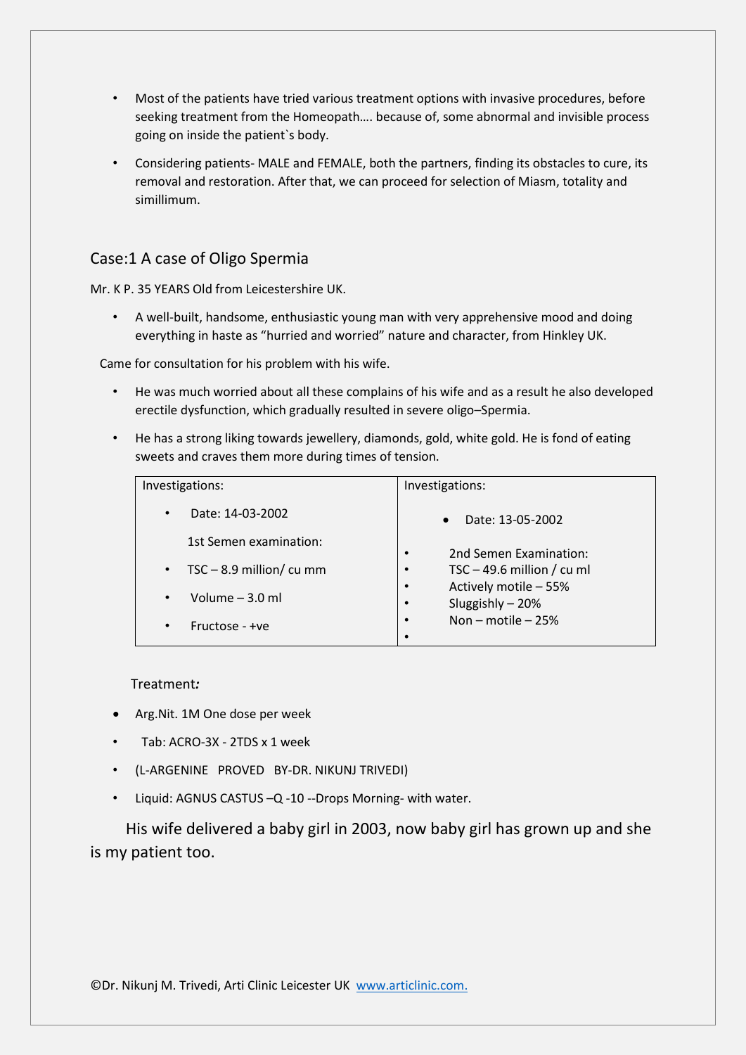- Most of the patients have tried various treatment options with invasive procedures, before seeking treatment from the Homeopath…. because of, some abnormal and invisible process going on inside the patient`s body.
- Considering patients- MALE and FEMALE, both the partners, finding its obstacles to cure, its removal and restoration. After that, we can proceed for selection of Miasm, totality and simillimum.

## Case:1 A case of Oligo Spermia

Mr. K P. 35 YEARS Old from Leicestershire UK.

- A well-built, handsome, enthusiastic young man with very apprehensive mood and doing everything in haste as "hurried and worried" nature and character, from Hinkley UK.

Came for consultation for his problem with his wife.

- He was much worried about all these complains of his wife and as a result he also developed erectile dysfunction, which gradually resulted in severe oligo–Spermia.
- He has a strong liking towards jewellery, diamonds, gold, white gold. He is fond of eating sweets and craves them more during times of tension.

| Investigations: | Investigations: |
|---|---|
| • Date: 14-03-2002<br>1st Semen examination:<br>• TSC – 8.9 million/ cu mm<br>• Volume – 3.0 ml<br>• Fructose - +ve | • Date: 13-05-2002<br>• 2nd Semen Examination:<br>• TSC – 49.6 million / cu ml<br>• Actively motile – 55%<br>• Sluggishly – 20%<br>• Non – motile – 25% |

Treatment*:*

- Arg.Nit. 1M One dose per week
- Tab: ACRO-3X - 2TDS x 1 week
- (L-ARGENINE PROVED BY-DR. NIKUNJ TRIVEDI)
- Liquid: AGNUS CASTUS –Q -10 --Drops Morning- with water.

His wife delivered a baby girl in 2003, now baby girl has grown up and she is my patient too.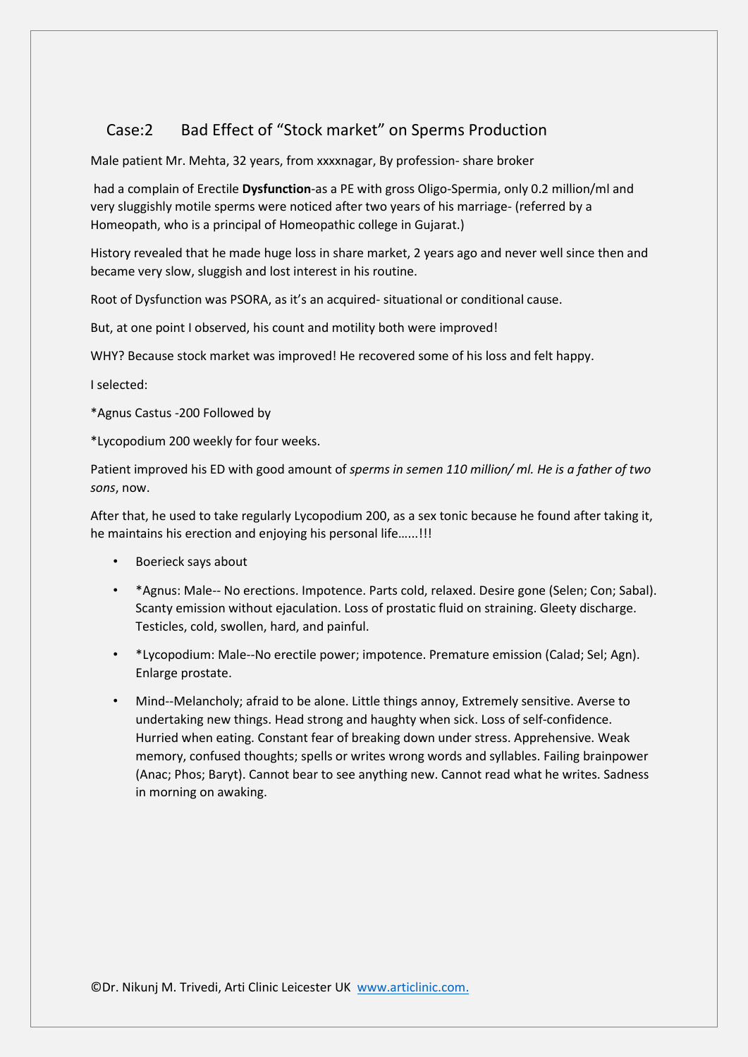## Case:2 Bad Effect of "Stock market" on Sperms Production

Male patient Mr. Mehta, 32 years, from xxxxnagar, By profession- share broker

had a complain of Erectile **Dysfunction**-as a PE with gross Oligo-Spermia, only 0.2 million/ml and very sluggishly motile sperms were noticed after two years of his marriage- (referred by a Homeopath, who is a principal of Homeopathic college in Gujarat.)

History revealed that he made huge loss in share market, 2 years ago and never well since then and became very slow, sluggish and lost interest in his routine.

Root of Dysfunction was PSORA, as it's an acquired- situational or conditional cause.

But, at one point I observed, his count and motility both were improved!

WHY? Because stock market was improved! He recovered some of his loss and felt happy.

I selected:

*Agnus Castus -200 Followed by

*Lycopodium 200 weekly for four weeks.

Patient improved his ED with good amount of *sperms in semen 110 million/ ml. He is a father of two sons*, now.

After that, he used to take regularly Lycopodium 200, as a sex tonic because he found after taking it, he maintains his erection and enjoying his personal life......!!!

- Boerieck says about
- *Agnus: Male-- No erections. Impotence. Parts cold, relaxed. Desire gone (Selen; Con; Sabal). Scanty emission without ejaculation. Loss of prostatic fluid on straining. Gleety discharge. Testicles, cold, swollen, hard, and painful.
- *Lycopodium: Male--No erectile power; impotence. Premature emission (Calad; Sel; Agn). Enlarge prostate.
- Mind--Melancholy; afraid to be alone. Little things annoy, Extremely sensitive. Averse to undertaking new things. Head strong and haughty when sick. Loss of self-confidence. Hurried when eating. Constant fear of breaking down under stress. Apprehensive. Weak memory, confused thoughts; spells or writes wrong words and syllables. Failing brainpower (Anac; Phos; Baryt). Cannot bear to see anything new. Cannot read what he writes. Sadness in morning on awaking.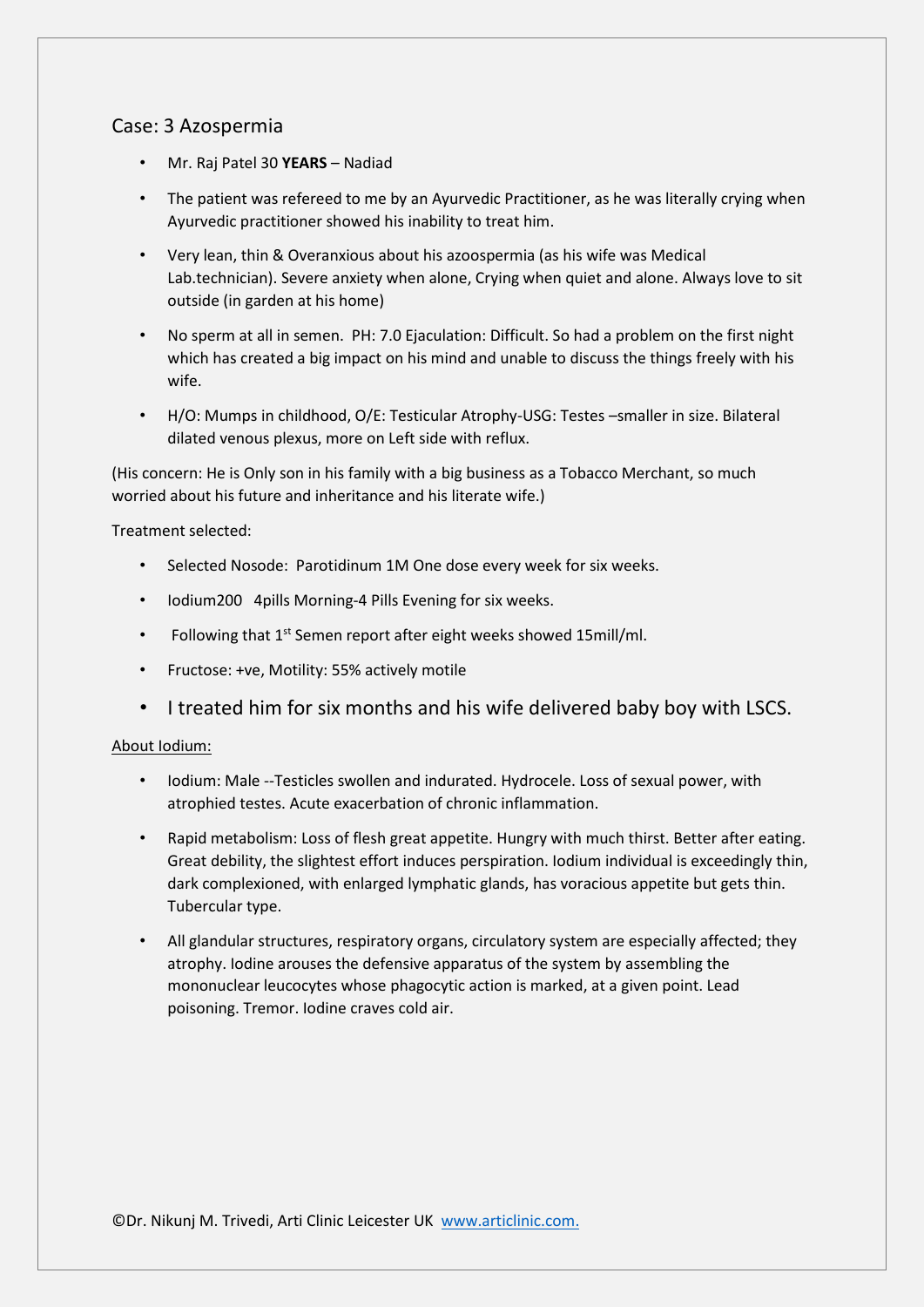## Case: 3 Azospermia

- Mr. Raj Patel 30 **YEARS** – Nadiad
- The patient was refereed to me by an Ayurvedic Practitioner, as he was literally crying when Ayurvedic practitioner showed his inability to treat him.
- Very lean, thin & Overanxious about his azoospermia (as his wife was Medical Lab.technician). Severe anxiety when alone, Crying when quiet and alone. Always love to sit outside (in garden at his home)
- No sperm at all in semen. PH: 7.0 Ejaculation: Difficult. So had a problem on the first night which has created a big impact on his mind and unable to discuss the things freely with his wife.
- H/O: Mumps in childhood, O/E: Testicular Atrophy-USG: Testes –smaller in size. Bilateral dilated venous plexus, more on Left side with reflux.

(His concern: He is Only son in his family with a big business as a Tobacco Merchant, so much worried about his future and inheritance and his literate wife.)

Treatment selected:

- Selected Nosode: Parotidinum 1M One dose every week for six weeks.
- Iodium200 4pills Morning-4 Pills Evening for six weeks.
- Following that 1st Semen report after eight weeks showed 15mill/ml.
- Fructose: +ve, Motility: 55% actively motile
- I treated him for six months and his wife delivered baby boy with LSCS.

About Iodium:

- Iodium: Male --Testicles swollen and indurated. Hydrocele. Loss of sexual power, with atrophied testes. Acute exacerbation of chronic inflammation.
- Rapid metabolism: Loss of flesh great appetite. Hungry with much thirst. Better after eating. Great debility, the slightest effort induces perspiration. Iodium individual is exceedingly thin, dark complexioned, with enlarged lymphatic glands, has voracious appetite but gets thin. Tubercular type.
- All glandular structures, respiratory organs, circulatory system are especially affected; they atrophy. Iodine arouses the defensive apparatus of the system by assembling the mononuclear leucocytes whose phagocytic action is marked, at a given point. Lead poisoning. Tremor. Iodine craves cold air.

©Dr. Nikunj M. Trivedi, Arti Clinic Leicester UK www.articlinic.com.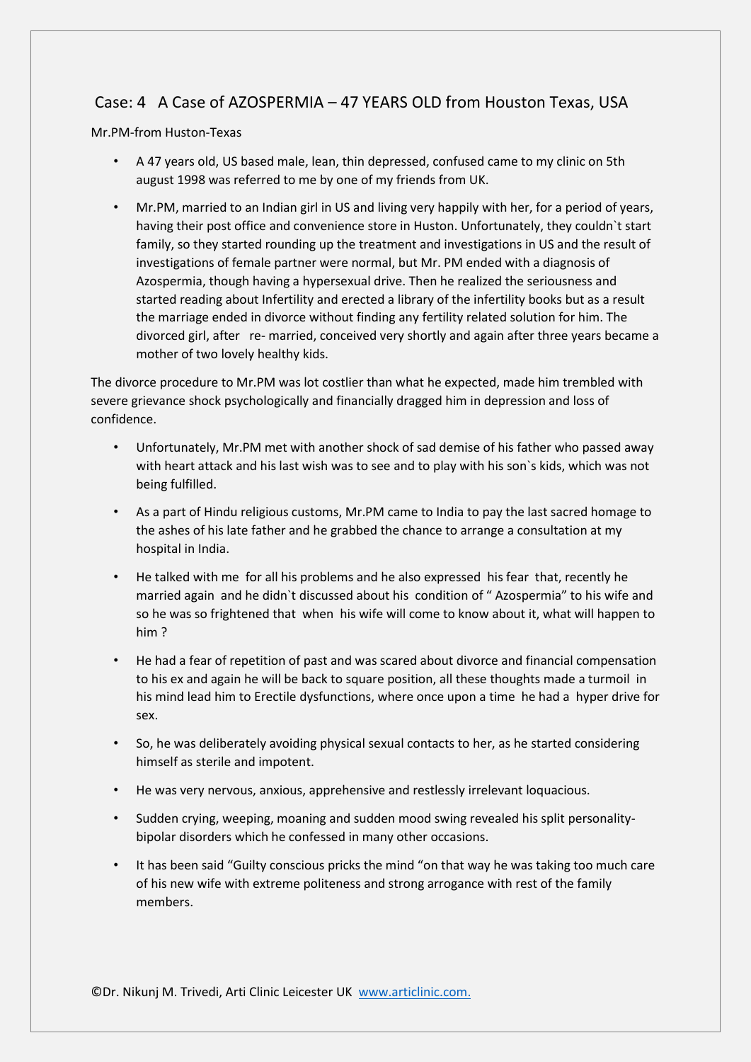## Case: 4 A Case of AZOSPERMIA – 47 YEARS OLD from Houston Texas, USA

Mr.PM-from Huston-Texas

- A 47 years old, US based male, lean, thin depressed, confused came to my clinic on 5th august 1998 was referred to me by one of my friends from UK.
- Mr.PM, married to an Indian girl in US and living very happily with her, for a period of years, having their post office and convenience store in Huston. Unfortunately, they couldn`t start family, so they started rounding up the treatment and investigations in US and the result of investigations of female partner were normal, but Mr. PM ended with a diagnosis of Azospermia, though having a hypersexual drive. Then he realized the seriousness and started reading about Infertility and erected a library of the infertility books but as a result the marriage ended in divorce without finding any fertility related solution for him. The divorced girl, after re- married, conceived very shortly and again after three years became a mother of two lovely healthy kids.

The divorce procedure to Mr.PM was lot costlier than what he expected, made him trembled with severe grievance shock psychologically and financially dragged him in depression and loss of confidence.

- Unfortunately, Mr.PM met with another shock of sad demise of his father who passed away with heart attack and his last wish was to see and to play with his son`s kids, which was not being fulfilled.
- As a part of Hindu religious customs, Mr.PM came to India to pay the last sacred homage to the ashes of his late father and he grabbed the chance to arrange a consultation at my hospital in India.
- He talked with me for all his problems and he also expressed his fear that, recently he married again and he didn`t discussed about his condition of " Azospermia" to his wife and so he was so frightened that when his wife will come to know about it, what will happen to him ?
- He had a fear of repetition of past and was scared about divorce and financial compensation to his ex and again he will be back to square position, all these thoughts made a turmoil in his mind lead him to Erectile dysfunctions, where once upon a time he had a hyper drive for sex.
- So, he was deliberately avoiding physical sexual contacts to her, as he started considering himself as sterile and impotent.
- He was very nervous, anxious, apprehensive and restlessly irrelevant loquacious.
- Sudden crying, weeping, moaning and sudden mood swing revealed his split personality-bipolar disorders which he confessed in many other occasions.
- It has been said "Guilty conscious pricks the mind "on that way he was taking too much care of his new wife with extreme politeness and strong arrogance with rest of the family members.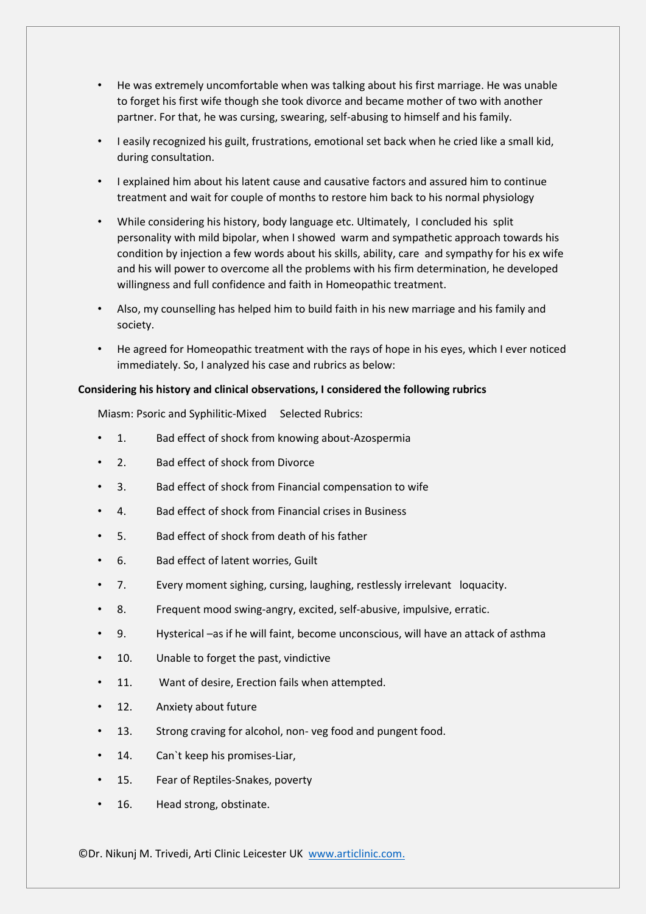- He was extremely uncomfortable when was talking about his first marriage. He was unable to forget his first wife though she took divorce and became mother of two with another partner. For that, he was cursing, swearing, self-abusing to himself and his family.
- I easily recognized his guilt, frustrations, emotional set back when he cried like a small kid, during consultation.
- I explained him about his latent cause and causative factors and assured him to continue treatment and wait for couple of months to restore him back to his normal physiology
- While considering his history, body language etc. Ultimately, I concluded his split personality with mild bipolar, when I showed warm and sympathetic approach towards his condition by injection a few words about his skills, ability, care and sympathy for his ex wife and his will power to overcome all the problems with his firm determination, he developed willingness and full confidence and faith in Homeopathic treatment.
- Also, my counselling has helped him to build faith in his new marriage and his family and society.
- He agreed for Homeopathic treatment with the rays of hope in his eyes, which I ever noticed immediately. So, I analyzed his case and rubrics as below:

**Considering his history and clinical observations, I considered the following rubrics**

Miasm: Psoric and Syphilitic-Mixed Selected Rubrics:

- 1. Bad effect of shock from knowing about-Azospermia
- 2. Bad effect of shock from Divorce
- 3. Bad effect of shock from Financial compensation to wife
- 4. Bad effect of shock from Financial crises in Business
- 5. Bad effect of shock from death of his father
- 6. Bad effect of latent worries, Guilt
- 7. Every moment sighing, cursing, laughing, restlessly irrelevant loquacity.
- 8. Frequent mood swing-angry, excited, self-abusive, impulsive, erratic.
- 9. Hysterical –as if he will faint, become unconscious, will have an attack of asthma
- 10. Unable to forget the past, vindictive
- 11. Want of desire, Erection fails when attempted.
- 12. Anxiety about future
- 13. Strong craving for alcohol, non- veg food and pungent food.
- 14. Can`t keep his promises-Liar,
- 15. Fear of Reptiles-Snakes, poverty
- 16. Head strong, obstinate.

©Dr. Nikunj M. Trivedi, Arti Clinic Leicester UK www.articlinic.com.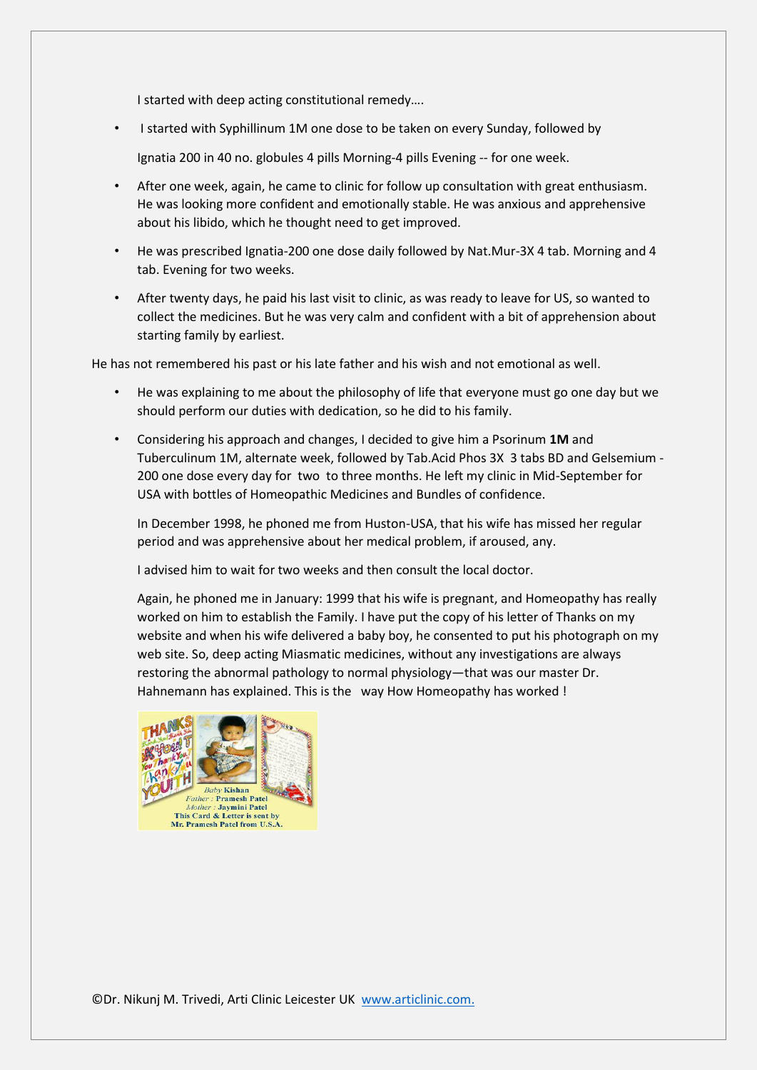I started with deep acting constitutional remedy….

- I started with Syphillinum 1M one dose to be taken on every Sunday, followed by

  Ignatia 200 in 40 no. globules 4 pills Morning-4 pills Evening -- for one week.

- After one week, again, he came to clinic for follow up consultation with great enthusiasm. He was looking more confident and emotionally stable. He was anxious and apprehensive about his libido, which he thought need to get improved.

- He was prescribed Ignatia-200 one dose daily followed by Nat.Mur-3X 4 tab. Morning and 4 tab. Evening for two weeks.

- After twenty days, he paid his last visit to clinic, as was ready to leave for US, so wanted to collect the medicines. But he was very calm and confident with a bit of apprehension about starting family by earliest.

He has not remembered his past or his late father and his wish and not emotional as well.

- He was explaining to me about the philosophy of life that everyone must go one day but we should perform our duties with dedication, so he did to his family.

- Considering his approach and changes, I decided to give him a Psorinum **1M** and Tuberculinum 1M, alternate week, followed by Tab.Acid Phos 3X 3 tabs BD and Gelsemium -200 one dose every day for two to three months. He left my clinic in Mid-September for USA with bottles of Homeopathic Medicines and Bundles of confidence.

  In December 1998, he phoned me from Huston-USA, that his wife has missed her regular period and was apprehensive about her medical problem, if aroused, any.

  I advised him to wait for two weeks and then consult the local doctor.

  Again, he phoned me in January: 1999 that his wife is pregnant, and Homeopathy has really worked on him to establish the Family. I have put the copy of his letter of Thanks on my website and when his wife delivered a baby boy, he consented to put his photograph on my web site. So, deep acting Miasmatic medicines, without any investigations are always restoring the abnormal pathology to normal physiology—that was our master Dr. Hahnemann has explained. This is the way How Homeopathy has worked !

Baby Kishan
Father : Pramesh Patel
Mother : Jaymini Patel
This Card & Letter is sent by
Mr. Pramesh Patel from U.S.A.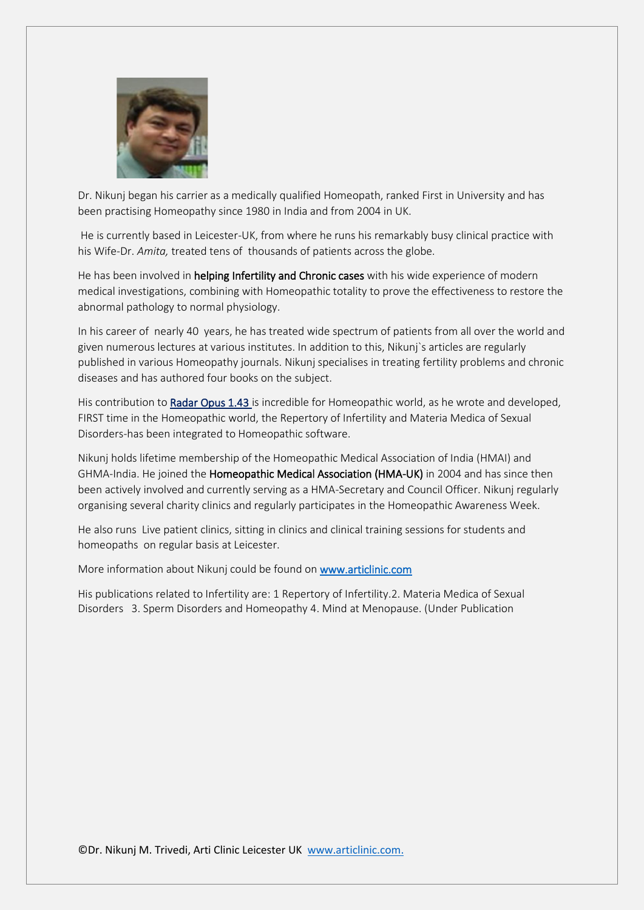Dr. Nikunj began his carrier as a medically qualified Homeopath, ranked First in University and has been practising Homeopathy since 1980 in India and from 2004 in UK.

He is currently based in Leicester-UK, from where he runs his remarkably busy clinical practice with his Wife-Dr. *Amita,* treated tens of thousands of patients across the globe.

He has been involved in **helping Infertility and Chronic cases** with his wide experience of modern medical investigations, combining with Homeopathic totality to prove the effectiveness to restore the abnormal pathology to normal physiology.

In his career of nearly 40 years, he has treated wide spectrum of patients from all over the world and given numerous lectures at various institutes. In addition to this, Nikunj`s articles are regularly published in various Homeopathy journals. Nikunj specialises in treating fertility problems and chronic diseases and has authored four books on the subject.

His contribution to Radar Opus 1.43 is incredible for Homeopathic world, as he wrote and developed, FIRST time in the Homeopathic world, the Repertory of Infertility and Materia Medica of Sexual Disorders-has been integrated to Homeopathic software.

Nikunj holds lifetime membership of the Homeopathic Medical Association of India (HMAI) and GHMA-India. He joined the **Homeopathic Medical Association (HMA-UK)** in 2004 and has since then been actively involved and currently serving as a HMA-Secretary and Council Officer. Nikunj regularly organising several charity clinics and regularly participates in the Homeopathic Awareness Week.

He also runs Live patient clinics, sitting in clinics and clinical training sessions for students and homeopaths on regular basis at Leicester.

More information about Nikunj could be found on www.articlinic.com

His publications related to Infertility are: 1 Repertory of Infertility.2. Materia Medica of Sexual Disorders 3. Sperm Disorders and Homeopathy 4. Mind at Menopause. (Under Publication

©Dr. Nikunj M. Trivedi, Arti Clinic Leicester UK www.articlinic.com.